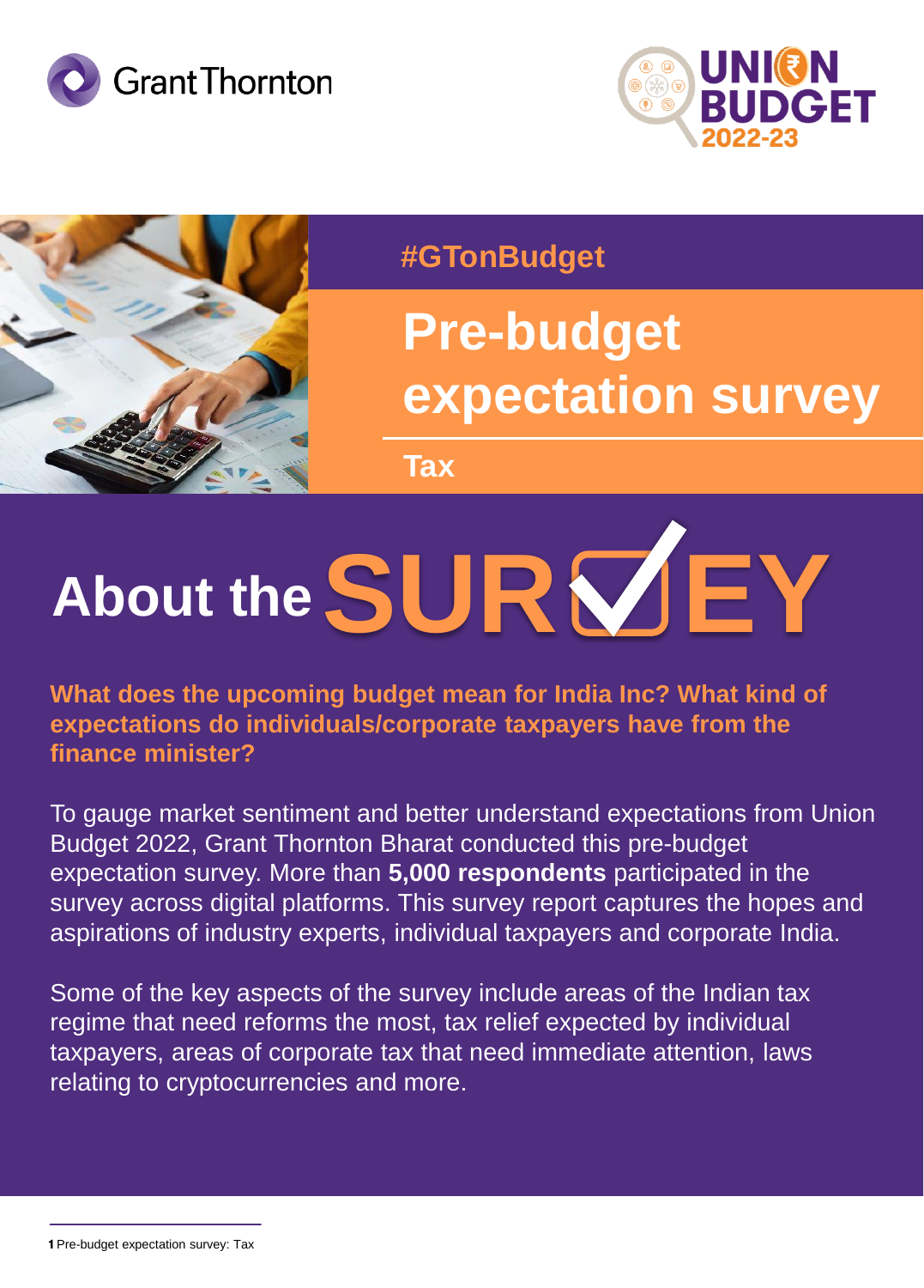Grant Thornton

UNION BUDGET 2022-23

#GTonBudget

# Pre-budget expectation survey

## Tax

## About the SURVEY

**What does the upcoming budget mean for India Inc? What kind of expectations do individuals/corporate taxpayers have from the finance minister?**

To gauge market sentiment and better understand expectations from Union Budget 2022, Grant Thornton Bharat conducted this pre-budget expectation survey. More than **5,000 respondents** participated in the survey across digital platforms. This survey report captures the hopes and aspirations of industry experts, individual taxpayers and corporate India.

Some of the key aspects of the survey include areas of the Indian tax regime that need reforms the most, tax relief expected by individual taxpayers, areas of corporate tax that need immediate attention, laws relating to cryptocurrencies and more.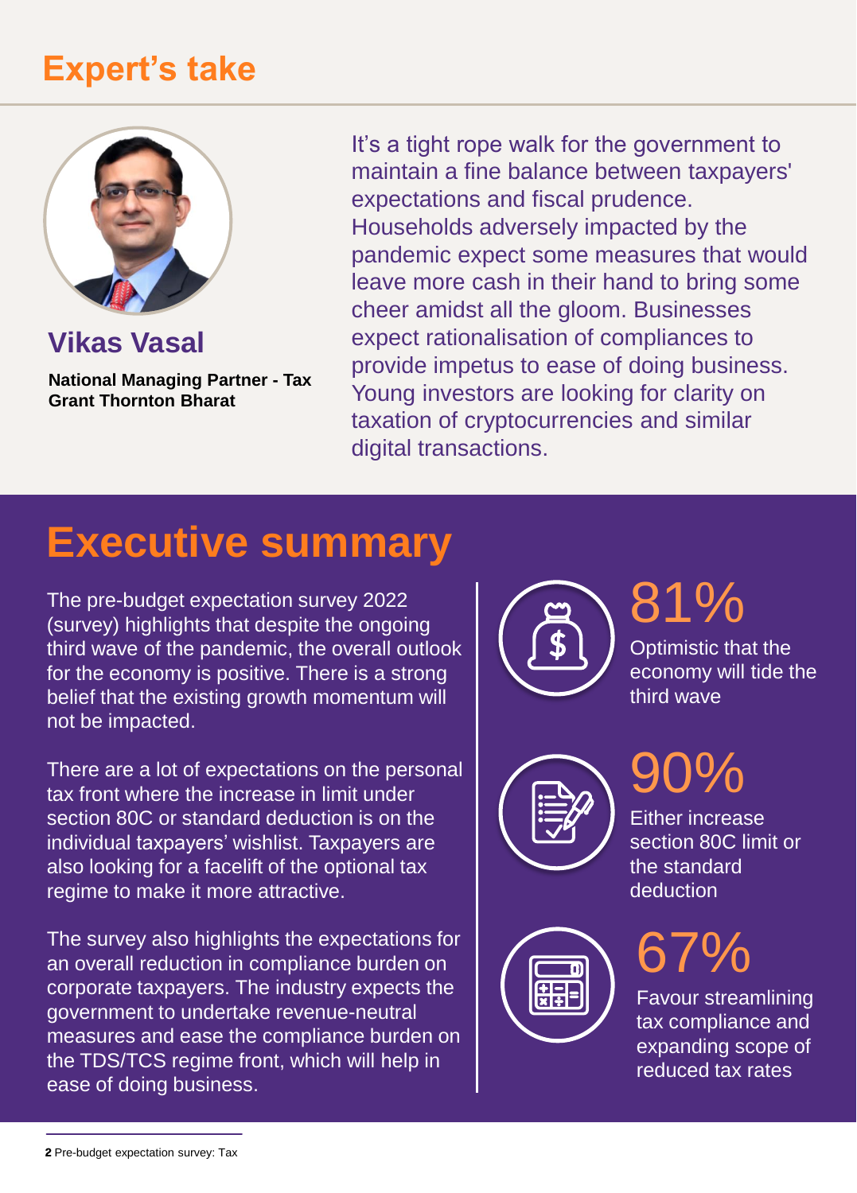## Expert's take

**Vikas Vasal**

**National Managing Partner - Tax**
**Grant Thornton Bharat**

It's a tight rope walk for the government to maintain a fine balance between taxpayers' expectations and fiscal prudence. Households adversely impacted by the pandemic expect some measures that would leave more cash in their hand to bring some cheer amidst all the gloom. Businesses expect rationalisation of compliances to provide impetus to ease of doing business. Young investors are looking for clarity on taxation of cryptocurrencies and similar digital transactions.

# Executive summary

The pre-budget expectation survey 2022 (survey) highlights that despite the ongoing third wave of the pandemic, the overall outlook for the economy is positive. There is a strong belief that the existing growth momentum will not be impacted.

There are a lot of expectations on the personal tax front where the increase in limit under section 80C or standard deduction is on the individual taxpayers' wishlist. Taxpayers are also looking for a facelift of the optional tax regime to make it more attractive.

The survey also highlights the expectations for an overall reduction in compliance burden on corporate taxpayers. The industry expects the government to undertake revenue-neutral measures and ease the compliance burden on the TDS/TCS regime front, which will help in ease of doing business.

**81%**
Optimistic that the economy will tide the third wave

**90%**
Either increase section 80C limit or the standard deduction

**67%**
Favour streamlining tax compliance and expanding scope of reduced tax rates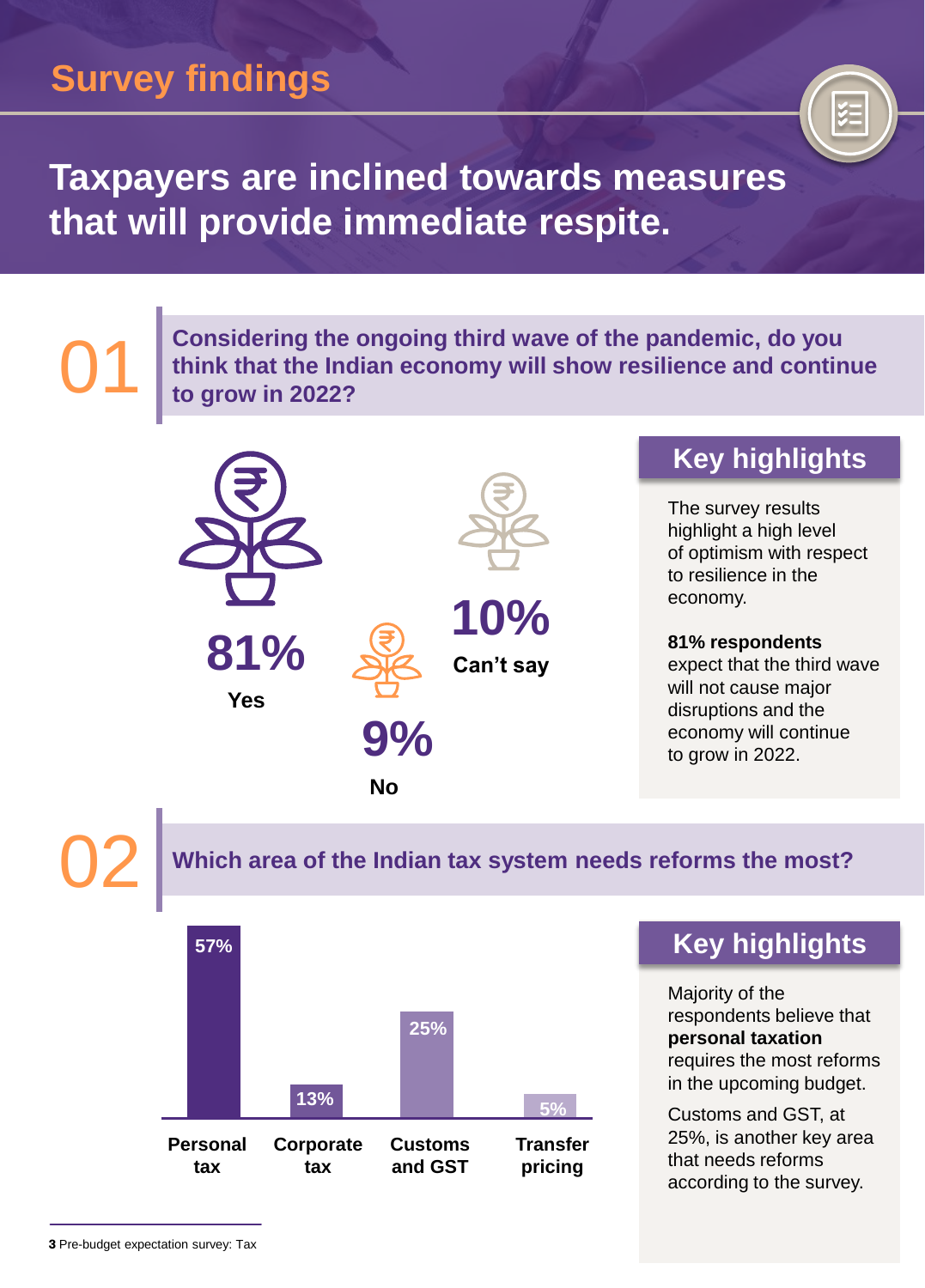# Survey findings

## Taxpayers are inclined towards measures that will provide immediate respite.

### 01

**Considering the ongoing third wave of the pandemic, do you think that the Indian economy will show resilience and continue to grow in 2022?**

**81%** Yes

**9%** No

**10%** Can't say

#### Key highlights

The survey results highlight a high level of optimism with respect to resilience in the economy.

**81% respondents** expect that the third wave will not cause major disruptions and the economy will continue to grow in 2022.

### 02

**Which area of the Indian tax system needs reforms the most?**

| Area | Percentage |
|---|---|
| Personal tax | 57% |
| Corporate tax | 13% |
| Customs and GST | 25% |
| Transfer pricing | 5% |

#### Key highlights

Majority of the respondents believe that **personal taxation** requires the most reforms in the upcoming budget.

Customs and GST, at 25%, is another key area that needs reforms according to the survey.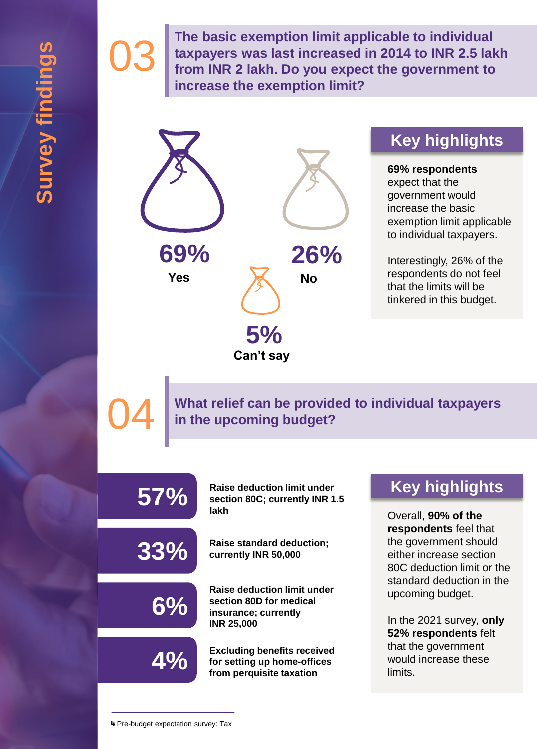## 03 The basic exemption limit applicable to individual taxpayers was last increased in 2014 to INR 2.5 lakh from INR 2 lakh. Do you expect the government to increase the exemption limit?

**69%** Yes

**26%** No

**5%** Can't say

### Key highlights

**69% respondents** expect that the government would increase the basic exemption limit applicable to individual taxpayers.

Interestingly, 26% of the respondents do not feel that the limits will be tinkered in this budget.

## 04 What relief can be provided to individual taxpayers in the upcoming budget?

| | |
|---|---|
| **57%** | **Raise deduction limit under section 80C; currently INR 1.5 lakh** |
| **33%** | **Raise standard deduction; currently INR 50,000** |
| **6%** | **Raise deduction limit under section 80D for medical insurance; currently INR 25,000** |
| **4%** | **Excluding benefits received for setting up home-offices from perquisite taxation** |

### Key highlights

Overall, **90% of the respondents** feel that the government should either increase section 80C deduction limit or the standard deduction in the upcoming budget.

In the 2021 survey, **only 52% respondents** felt that the government would increase these limits.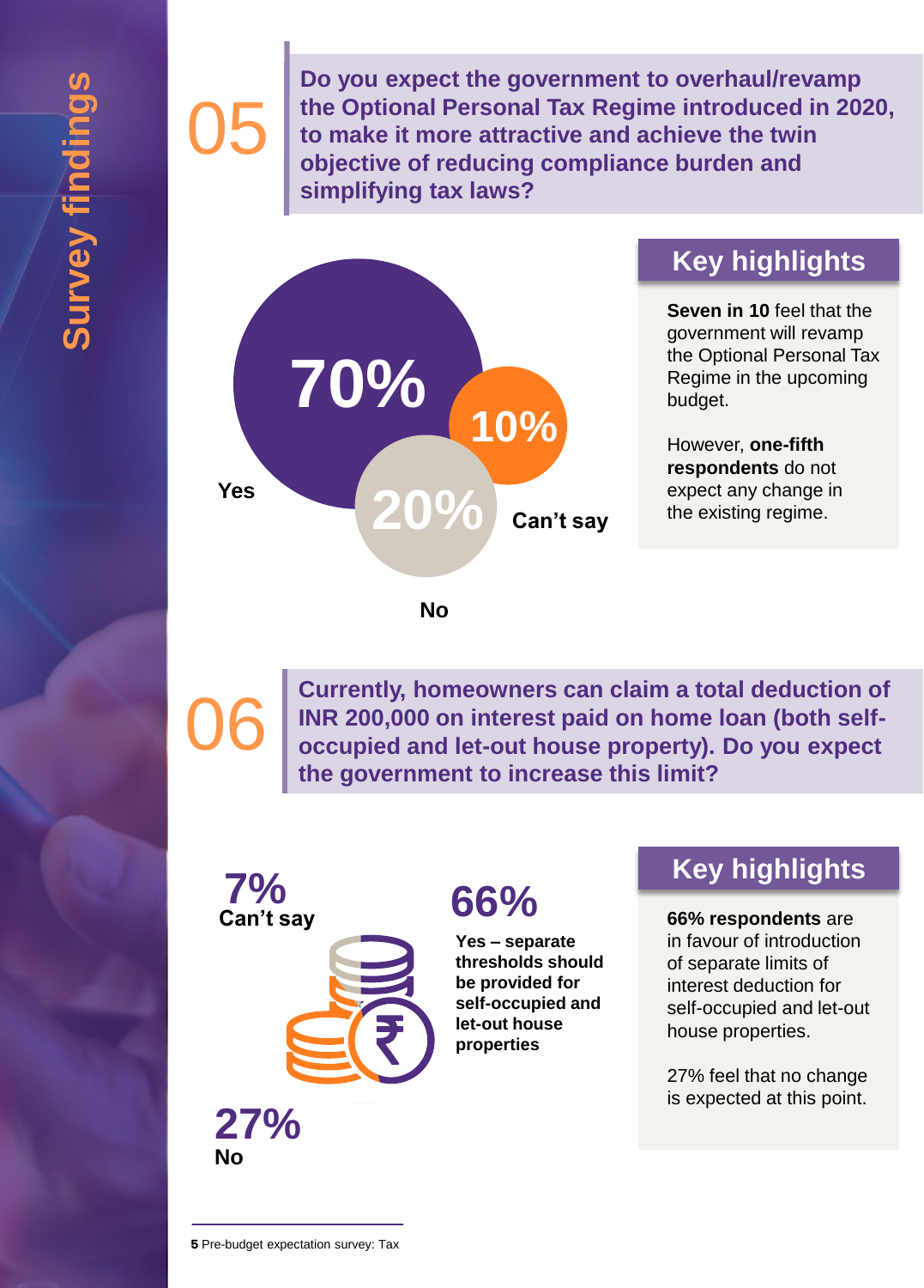Survey findings

## 05

**Do you expect the government to overhaul/revamp the Optional Personal Tax Regime introduced in 2020, to make it more attractive and achieve the twin objective of reducing compliance burden and simplifying tax laws?**

- 70% Yes
- 20% No
- 10% Can't say

### Key highlights

**Seven in 10** feel that the government will revamp the Optional Personal Tax Regime in the upcoming budget.

However, **one-fifth respondents** do not expect any change in the existing regime.

## 06

**Currently, homeowners can claim a total deduction of INR 200,000 on interest paid on home loan (both self-occupied and let-out house property). Do you expect the government to increase this limit?**

- 66% Yes – separate thresholds should be provided for self-occupied and let-out house properties
- 27% No
- 7% Can't say

### Key highlights

**66% respondents** are in favour of introduction of separate limits of interest deduction for self-occupied and let-out house properties.

27% feel that no change is expected at this point.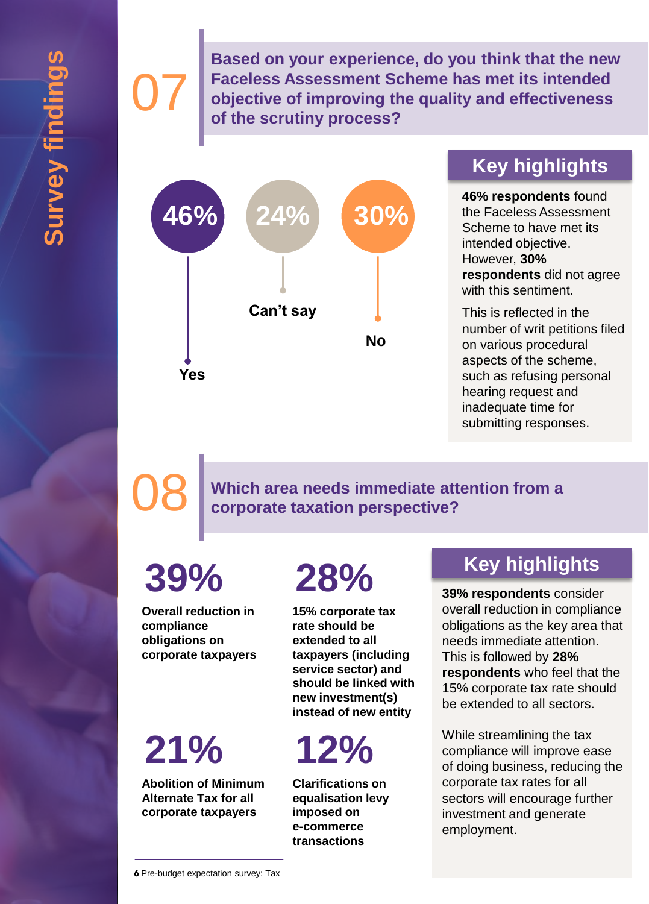Survey findings

## 07 Based on your experience, do you think that the new Faceless Assessment Scheme has met its intended objective of improving the quality and effectiveness of the scrutiny process?

- 46% Yes
- 24% Can't say
- 30% No

### Key highlights

**46% respondents** found the Faceless Assessment Scheme to have met its intended objective. However, **30% respondents** did not agree with this sentiment.

This is reflected in the number of writ petitions filed on various procedural aspects of the scheme, such as refusing personal hearing request and inadequate time for submitting responses.

## 08 Which area needs immediate attention from a corporate taxation perspective?

**39%**
**Overall reduction in compliance obligations on corporate taxpayers**

**28%**
**15% corporate tax rate should be extended to all taxpayers (including service sector) and should be linked with new investment(s) instead of new entity**

**21%**
**Abolition of Minimum Alternate Tax for all corporate taxpayers**

**12%**
**Clarifications on equalisation levy imposed on e-commerce transactions**

### Key highlights

**39% respondents** consider overall reduction in compliance obligations as the key area that needs immediate attention. This is followed by **28% respondents** who feel that the 15% corporate tax rate should be extended to all sectors.

While streamlining the tax compliance will improve ease of doing business, reducing the corporate tax rates for all sectors will encourage further investment and generate employment.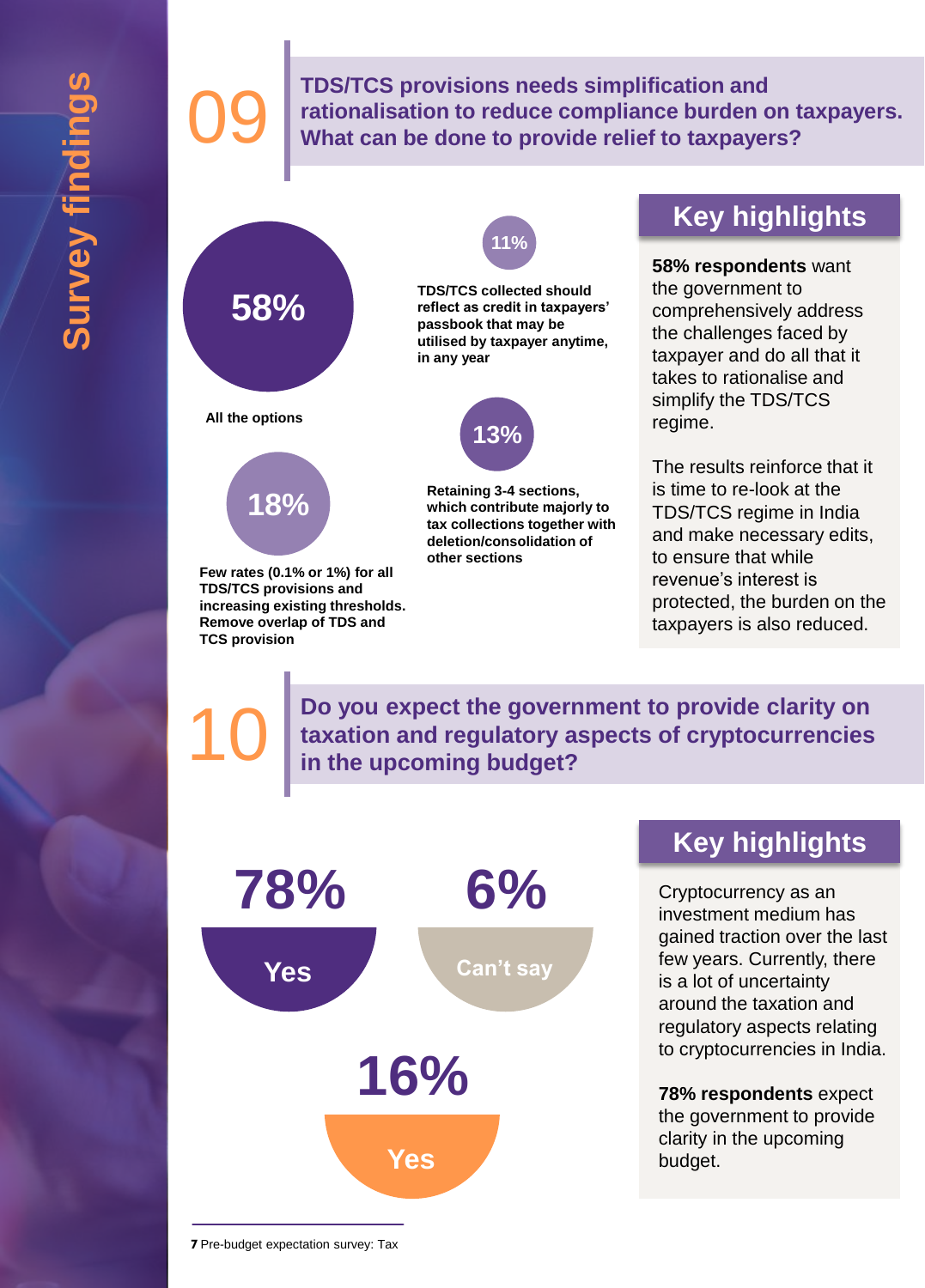Survey findings

## 09 TDS/TCS provisions needs simplification and rationalisation to reduce compliance burden on taxpayers. What can be done to provide relief to taxpayers?

**58%**

**All the options**

**18%**

**Few rates (0.1% or 1%) for all TDS/TCS provisions and increasing existing thresholds. Remove overlap of TDS and TCS provision**

**11%**

**TDS/TCS collected should reflect as credit in taxpayers' passbook that may be utilised by taxpayer anytime, in any year**

**13%**

**Retaining 3-4 sections, which contribute majorly to tax collections together with deletion/consolidation of other sections**

### Key highlights

**58% respondents** want the government to comprehensively address the challenges faced by taxpayer and do all that it takes to rationalise and simplify the TDS/TCS regime.

The results reinforce that it is time to re-look at the TDS/TCS regime in India and make necessary edits, to ensure that while revenue's interest is protected, the burden on the taxpayers is also reduced.

## 10 Do you expect the government to provide clarity on taxation and regulatory aspects of cryptocurrencies in the upcoming budget?

**78%** Yes

**6%** Can't say

**16%** Yes

### Key highlights

Cryptocurrency as an investment medium has gained traction over the last few years. Currently, there is a lot of uncertainty around the taxation and regulatory aspects relating to cryptocurrencies in India.

**78% respondents** expect the government to provide clarity in the upcoming budget.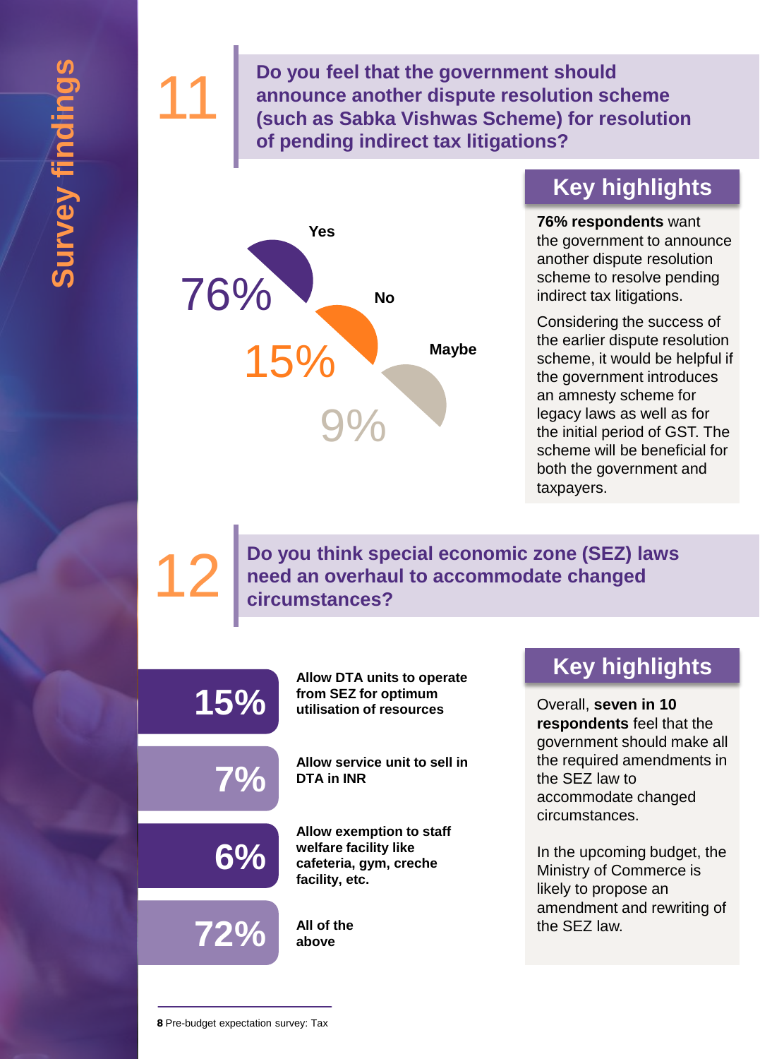Survey findings

## 11 Do you feel that the government should announce another dispute resolution scheme (such as Sabka Vishwas Scheme) for resolution of pending indirect tax litigations?

| Response | Percentage |
|---|---|
| Yes | 76% |
| No | 15% |
| Maybe | 9% |

### Key highlights

**76% respondents** want the government to announce another dispute resolution scheme to resolve pending indirect tax litigations.

Considering the success of the earlier dispute resolution scheme, it would be helpful if the government introduces an amnesty scheme for legacy laws as well as for the initial period of GST. The scheme will be beneficial for both the government and taxpayers.

## 12 Do you think special economic zone (SEZ) laws need an overhaul to accommodate changed circumstances?

| Percentage | Response |
|---|---|
| 15% | Allow DTA units to operate from SEZ for optimum utilisation of resources |
| 7% | Allow service unit to sell in DTA in INR |
| 6% | Allow exemption to staff welfare facility like cafeteria, gym, creche facility, etc. |
| 72% | All of the above |

### Key highlights

Overall, **seven in 10 respondents** feel that the government should make all the required amendments in the SEZ law to accommodate changed circumstances.

In the upcoming budget, the Ministry of Commerce is likely to propose an amendment and rewriting of the SEZ law.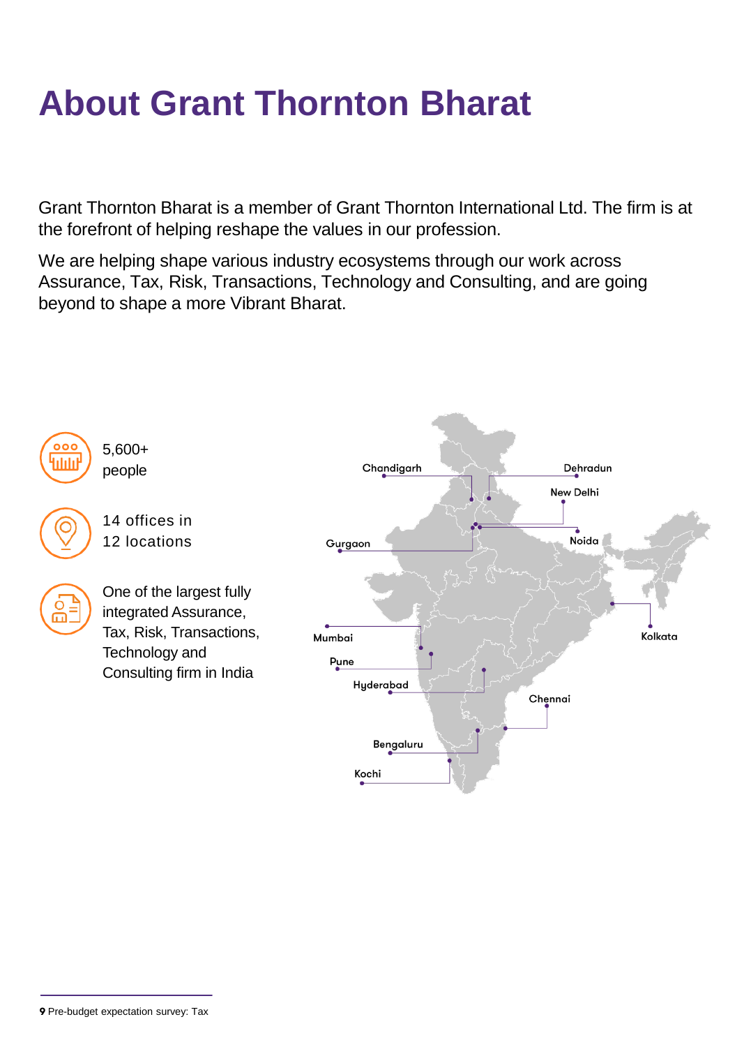# About Grant Thornton Bharat

Grant Thornton Bharat is a member of Grant Thornton International Ltd. The firm is at the forefront of helping reshape the values in our profession.

We are helping shape various industry ecosystems through our work across Assurance, Tax, Risk, Transactions, Technology and Consulting, and are going beyond to shape a more Vibrant Bharat.

5,600+ people

14 offices in 12 locations

One of the largest fully integrated Assurance, Tax, Risk, Transactions, Technology and Consulting firm in India

Chandigarh

Dehradun

New Delhi

Gurgaon

Noida

Kolkata

Mumbai

Pune

Hyderabad

Chennai

Bengaluru

Kochi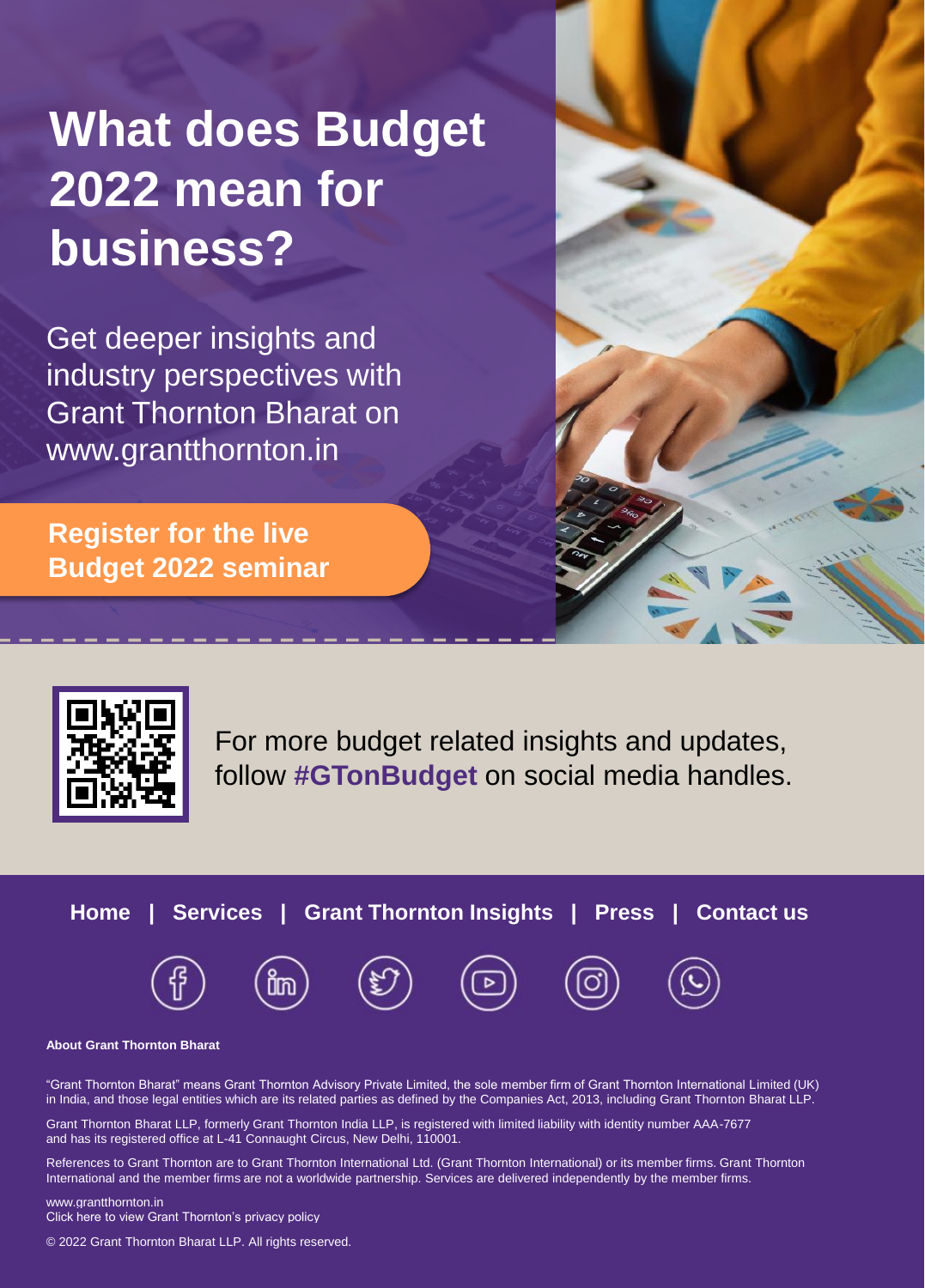# What does Budget 2022 mean for business?

Get deeper insights and industry perspectives with Grant Thornton Bharat on www.grantthornton.in

**Register for the live Budget 2022 seminar**

For more budget related insights and updates, follow **#GTonBudget** on social media handles.

**Home | Services | Grant Thornton Insights | Press | Contact us**

**About Grant Thornton Bharat**

"Grant Thornton Bharat" means Grant Thornton Advisory Private Limited, the sole member firm of Grant Thornton International Limited (UK) in India, and those legal entities which are its related parties as defined by the Companies Act, 2013, including Grant Thornton Bharat LLP.

Grant Thornton Bharat LLP, formerly Grant Thornton India LLP, is registered with limited liability with identity number AAA-7677 and has its registered office at L-41 Connaught Circus, New Delhi, 110001.

References to Grant Thornton are to Grant Thornton International Ltd. (Grant Thornton International) or its member firms. Grant Thornton International and the member firms are not a worldwide partnership. Services are delivered independently by the member firms.

www.grantthornton.in
Click here to view Grant Thornton's privacy policy

© 2022 Grant Thornton Bharat LLP. All rights reserved.